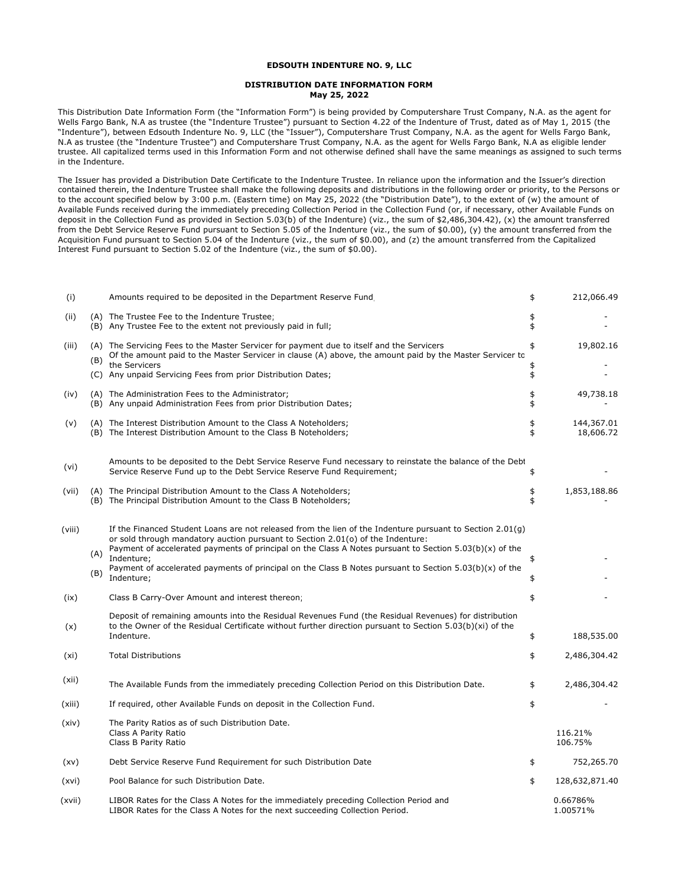**EDSOUTH INDENTURE NO. 9, LLC**

**DISTRIBUTION DATE INFORMATION FORM**
**May 25, 2022**

This Distribution Date Information Form (the "Information Form") is being provided by Computershare Trust Company, N.A. as the agent for Wells Fargo Bank, N.A as trustee (the "Indenture Trustee") pursuant to Section 4.22 of the Indenture of Trust, dated as of May 1, 2015 (the "Indenture"), between Edsouth Indenture No. 9, LLC (the "Issuer"), Computershare Trust Company, N.A. as the agent for Wells Fargo Bank, N.A as trustee (the "Indenture Trustee") and Computershare Trust Company, N.A. as the agent for Wells Fargo Bank, N.A as eligible lender trustee. All capitalized terms used in this Information Form and not otherwise defined shall have the same meanings as assigned to such terms in the Indenture.

The Issuer has provided a Distribution Date Certificate to the Indenture Trustee. In reliance upon the information and the Issuer's direction contained therein, the Indenture Trustee shall make the following deposits and distributions in the following order or priority, to the Persons or to the account specified below by 3:00 p.m. (Eastern time) on May 25, 2022 (the "Distribution Date"), to the extent of (w) the amount of Available Funds received during the immediately preceding Collection Period in the Collection Fund (or, if necessary, other Available Funds on deposit in the Collection Fund as provided in Section 5.03(b) of the Indenture) (viz., the sum of $2,486,304.42), (x) the amount transferred from the Debt Service Reserve Fund pursuant to Section 5.05 of the Indenture (viz., the sum of $0.00), (y) the amount transferred from the Acquisition Fund pursuant to Section 5.04 of the Indenture (viz., the sum of $0.00), and (z) the amount transferred from the Capitalized Interest Fund pursuant to Section 5.02 of the Indenture (viz., the sum of $0.00).

| | | | | |
|---|---|---|---|---|
| (i) | | Amounts required to be deposited in the Department Reserve Fund | $ | 212,066.49 |
| (ii) | (A) | The Trustee Fee to the Indenture Trustee; | $ | - |
| | (B) | Any Trustee Fee to the extent not previously paid in full; | $ | - |
| (iii) | (A) | The Servicing Fees to the Master Servicer for payment due to itself and the Servicers | $ | 19,802.16 |
| | (B) | Of the amount paid to the Master Servicer in clause (A) above, the amount paid by the Master Servicer to the Servicers | $ | - |
| | (C) | Any unpaid Servicing Fees from prior Distribution Dates; | $ | - |
| (iv) | (A) | The Administration Fees to the Administrator; | $ | 49,738.18 |
| | (B) | Any unpaid Administration Fees from prior Distribution Dates; | $ | - |
| (v) | (A) | The Interest Distribution Amount to the Class A Noteholders; | $ | 144,367.01 |
| | (B) | The Interest Distribution Amount to the Class B Noteholders; | $ | 18,606.72 |
| (vi) | | Amounts to be deposited to the Debt Service Reserve Fund necessary to reinstate the balance of the Debt Service Reserve Fund up to the Debt Service Reserve Fund Requirement; | $ | - |
| (vii) | (A) | The Principal Distribution Amount to the Class A Noteholders; | $ | 1,853,188.86 |
| | (B) | The Principal Distribution Amount to the Class B Noteholders; | $ | - |
| (viii) | | If the Financed Student Loans are not released from the lien of the Indenture pursuant to Section 2.01(g) or sold through mandatory auction pursuant to Section 2.01(o) of the Indenture: | | |
| | (A) | Payment of accelerated payments of principal on the Class A Notes pursuant to Section 5.03(b)(x) of the Indenture; | $ | - |
| | (B) | Payment of accelerated payments of principal on the Class B Notes pursuant to Section 5.03(b)(x) of the Indenture; | $ | - |
| (ix) | | Class B Carry-Over Amount and interest thereon; | $ | - |
| (x) | | Deposit of remaining amounts into the Residual Revenues Fund (the Residual Revenues) for distribution to the Owner of the Residual Certificate without further direction pursuant to Section 5.03(b)(xi) of the Indenture. | $ | 188,535.00 |
| (xi) | | Total Distributions | $ | 2,486,304.42 |
| (xii) | | The Available Funds from the immediately preceding Collection Period on this Distribution Date. | $ | 2,486,304.42 |
| (xiii) | | If required, other Available Funds on deposit in the Collection Fund. | $ | - |
| (xiv) | | The Parity Ratios as of such Distribution Date. | | |
| | | Class A Parity Ratio | | 116.21% |
| | | Class B Parity Ratio | | 106.75% |
| (xv) | | Debt Service Reserve Fund Requirement for such Distribution Date | $ | 752,265.70 |
| (xvi) | | Pool Balance for such Distribution Date. | $ | 128,632,871.40 |
| (xvii) | | LIBOR Rates for the Class A Notes for the immediately preceding Collection Period and | | 0.66786% |
| | | LIBOR Rates for the Class A Notes for the next succeeding Collection Period. | | 1.00571% |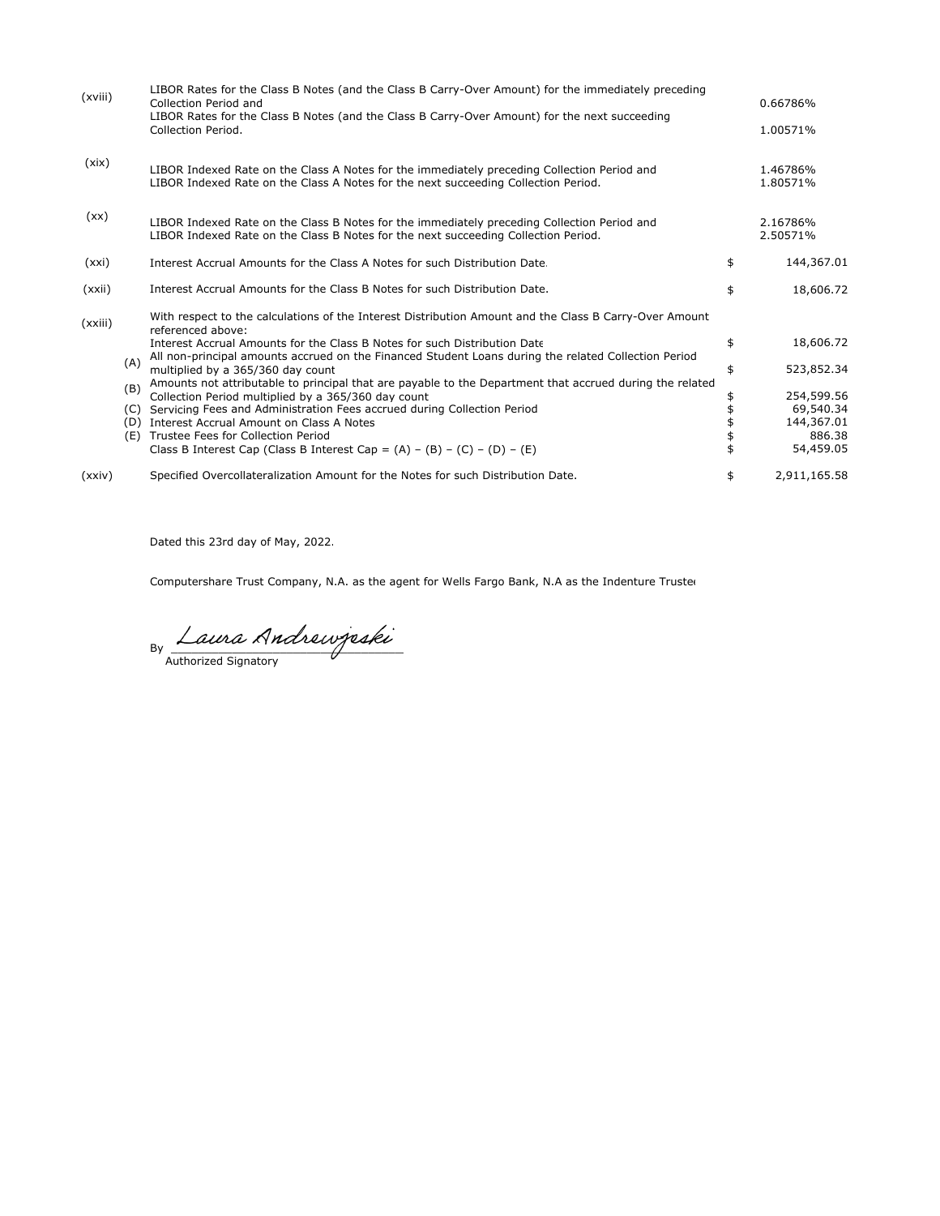| | | | | |
|---|---|---|---|---|
| (xviii) | | LIBOR Rates for the Class B Notes (and the Class B Carry-Over Amount) for the immediately preceding Collection Period and | | 0.66786% |
| | | LIBOR Rates for the Class B Notes (and the Class B Carry-Over Amount) for the next succeeding Collection Period. | | 1.00571% |
| (xix) | | LIBOR Indexed Rate on the Class A Notes for the immediately preceding Collection Period and | | 1.46786% |
| | | LIBOR Indexed Rate on the Class A Notes for the next succeeding Collection Period. | | 1.80571% |
| (xx) | | LIBOR Indexed Rate on the Class B Notes for the immediately preceding Collection Period and | | 2.16786% |
| | | LIBOR Indexed Rate on the Class B Notes for the next succeeding Collection Period. | | 2.50571% |
| (xxi) | | Interest Accrual Amounts for the Class A Notes for such Distribution Date. | $ | 144,367.01 |
| (xxii) | | Interest Accrual Amounts for the Class B Notes for such Distribution Date. | $ | 18,606.72 |
| (xxiii) | | With respect to the calculations of the Interest Distribution Amount and the Class B Carry-Over Amount referenced above: | | |
| | | Interest Accrual Amounts for the Class B Notes for such Distribution Date | $ | 18,606.72 |
| | (A) | All non-principal amounts accrued on the Financed Student Loans during the related Collection Period multiplied by a 365/360 day count | $ | 523,852.34 |
| | (B) | Amounts not attributable to principal that are payable to the Department that accrued during the related Collection Period multiplied by a 365/360 day count | $ | 254,599.56 |
| | (C) | Servicing Fees and Administration Fees accrued during Collection Period | $ | 69,540.34 |
| | (D) | Interest Accrual Amount on Class A Notes | $ | 144,367.01 |
| | (E) | Trustee Fees for Collection Period | $ | 886.38 |
| | | Class B Interest Cap (Class B Interest Cap = (A) – (B) – (C) – (D) – (E) | $ | 54,459.05 |
| (xxiv) | | Specified Overcollateralization Amount for the Notes for such Distribution Date. | $ | 2,911,165.58 |

Dated this 23rd day of May, 2022.

Computershare Trust Company, N.A. as the agent for Wells Fargo Bank, N.A as the Indenture Trustee

By Laura Andrewjeski

Authorized Signatory